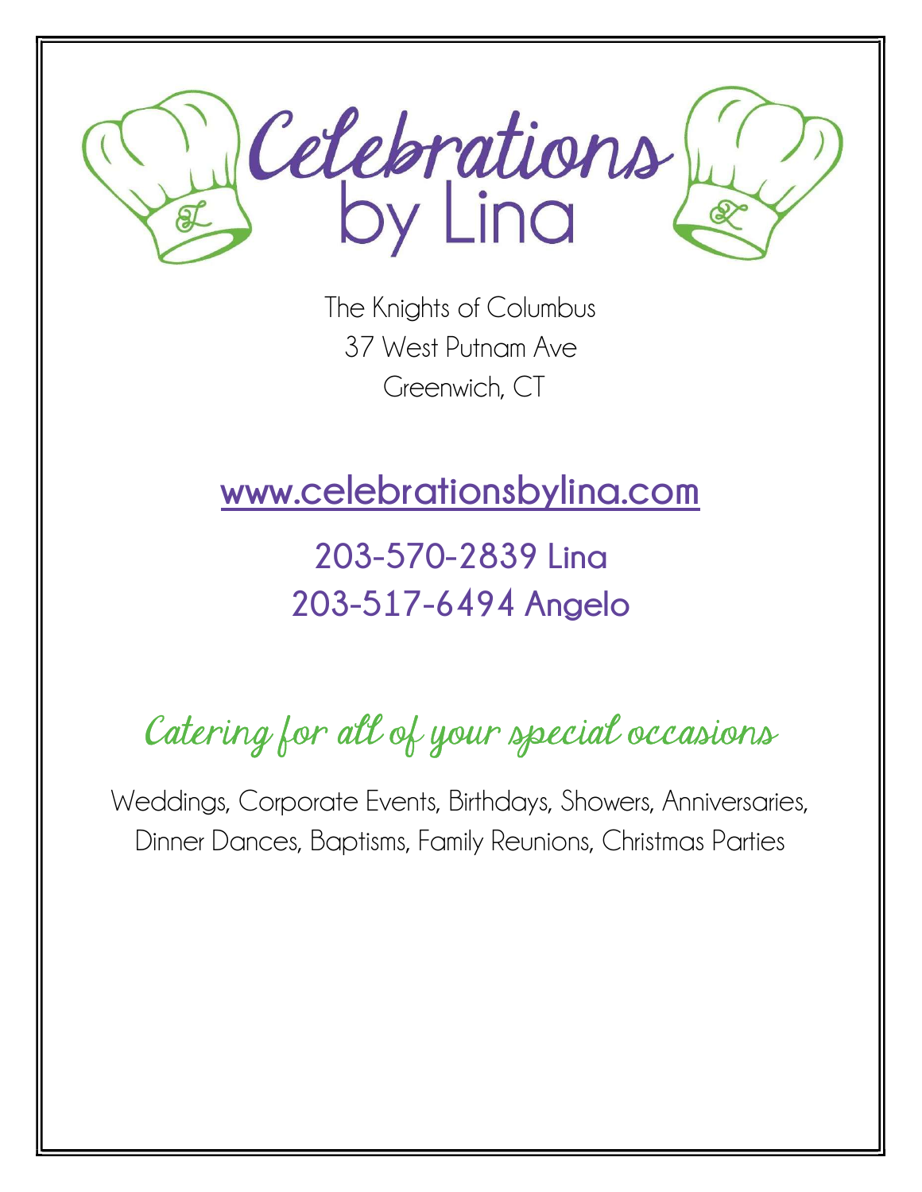# Celebrations by Lina

The Knights of Columbus
37 West Putnam Ave
Greenwich, CT

**www.celebrationsbylina.com**

**203-570-2839 Lina**
**203-517-6494 Angelo**

## Catering for all of your special occasions

Weddings, Corporate Events, Birthdays, Showers, Anniversaries, Dinner Dances, Baptisms, Family Reunions, Christmas Parties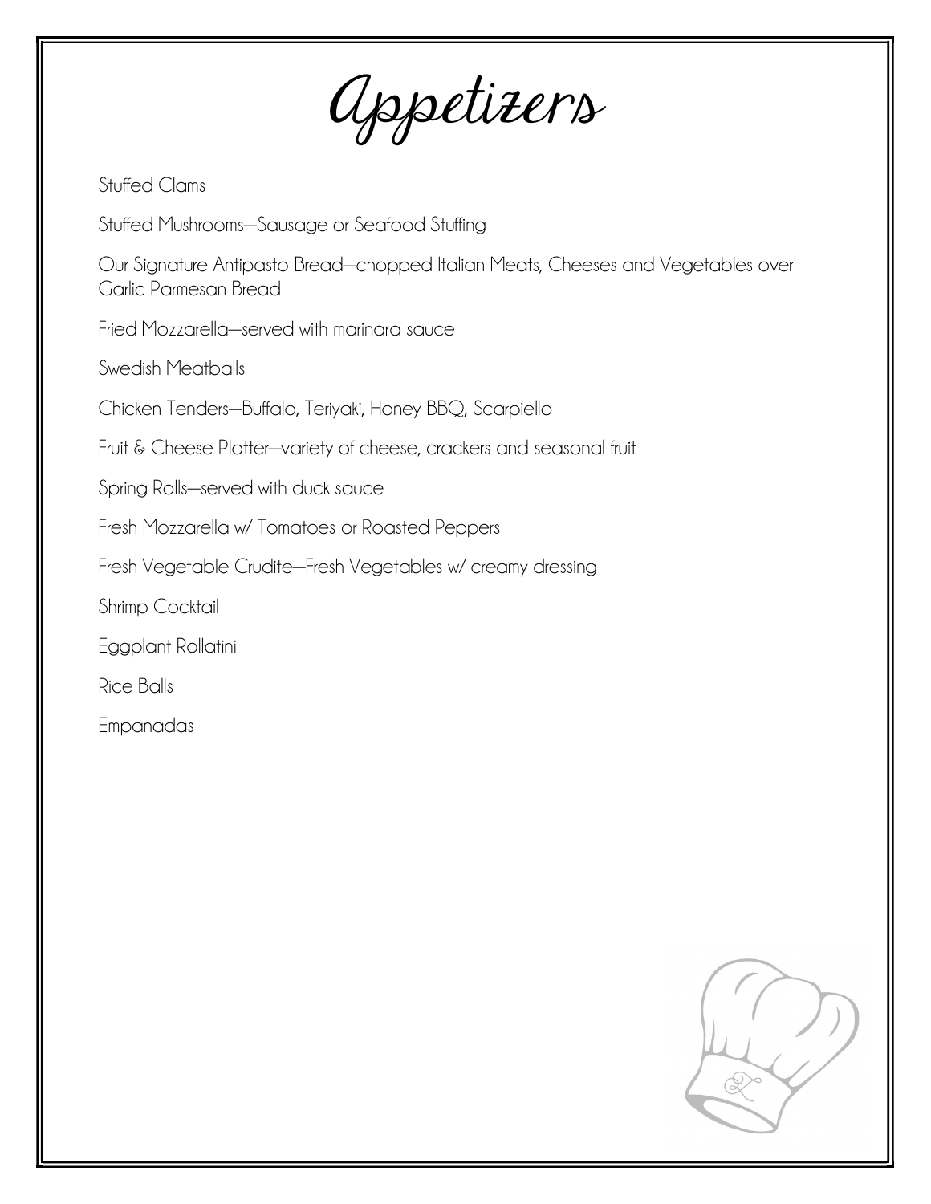# Appetizers

Stuffed Clams

Stuffed Mushrooms—Sausage or Seafood Stuffing

Our Signature Antipasto Bread—chopped Italian Meats, Cheeses and Vegetables over Garlic Parmesan Bread

Fried Mozzarella—served with marinara sauce

Swedish Meatballs

Chicken Tenders—Buffalo, Teriyaki, Honey BBQ, Scarpiello

Fruit & Cheese Platter—variety of cheese, crackers and seasonal fruit

Spring Rolls—served with duck sauce

Fresh Mozzarella w/ Tomatoes or Roasted Peppers

Fresh Vegetable Crudite—Fresh Vegetables w/ creamy dressing

Shrimp Cocktail

Eggplant Rollatini

Rice Balls

Empanadas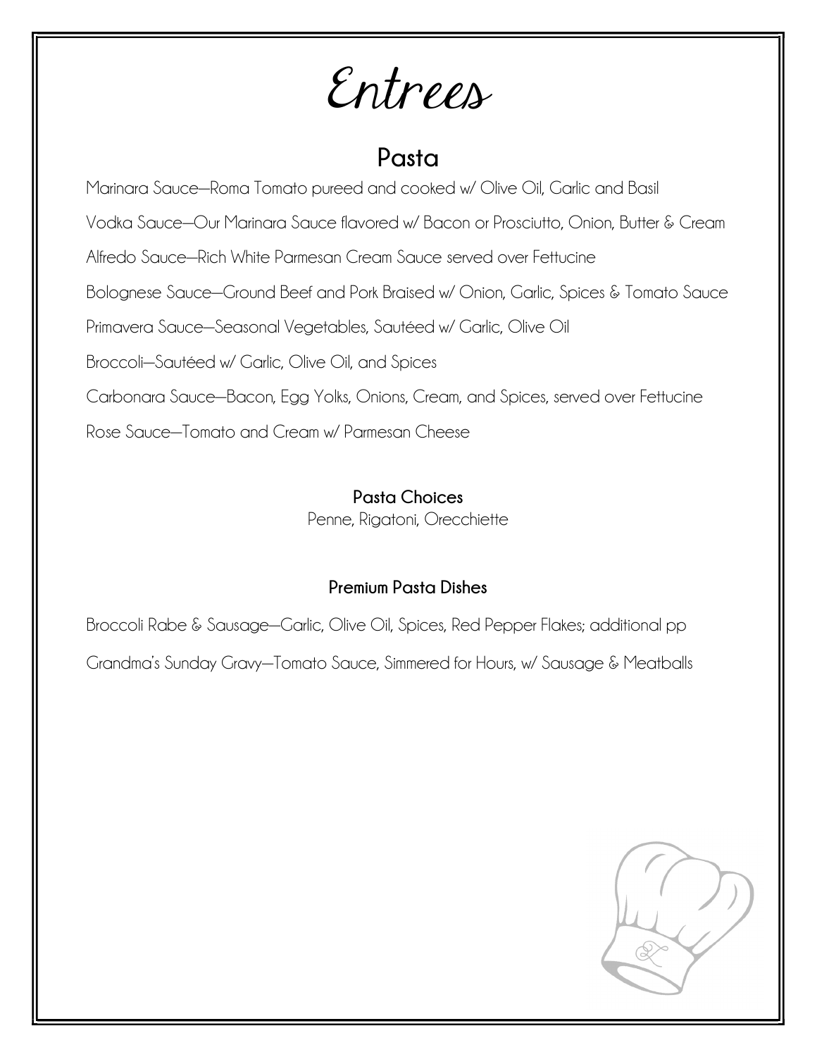# Entrees

## Pasta

Marinara Sauce—Roma Tomato pureed and cooked w/ Olive Oil, Garlic and Basil

Vodka Sauce—Our Marinara Sauce flavored w/ Bacon or Prosciutto, Onion, Butter & Cream

Alfredo Sauce—Rich White Parmesan Cream Sauce served over Fettucine

Bolognese Sauce—Ground Beef and Pork Braised w/ Onion, Garlic, Spices & Tomato Sauce

Primavera Sauce—Seasonal Vegetables, Sautéed w/ Garlic, Olive Oil

Broccoli—Sautéed w/ Garlic, Olive Oil, and Spices

Carbonara Sauce—Bacon, Egg Yolks, Onions, Cream, and Spices, served over Fettucine

Rose Sauce—Tomato and Cream w/ Parmesan Cheese

### Pasta Choices

Penne, Rigatoni, Orecchiette

### Premium Pasta Dishes

Broccoli Rabe & Sausage—Garlic, Olive Oil, Spices, Red Pepper Flakes; additional pp

Grandma's Sunday Gravy—Tomato Sauce, Simmered for Hours, w/ Sausage & Meatballs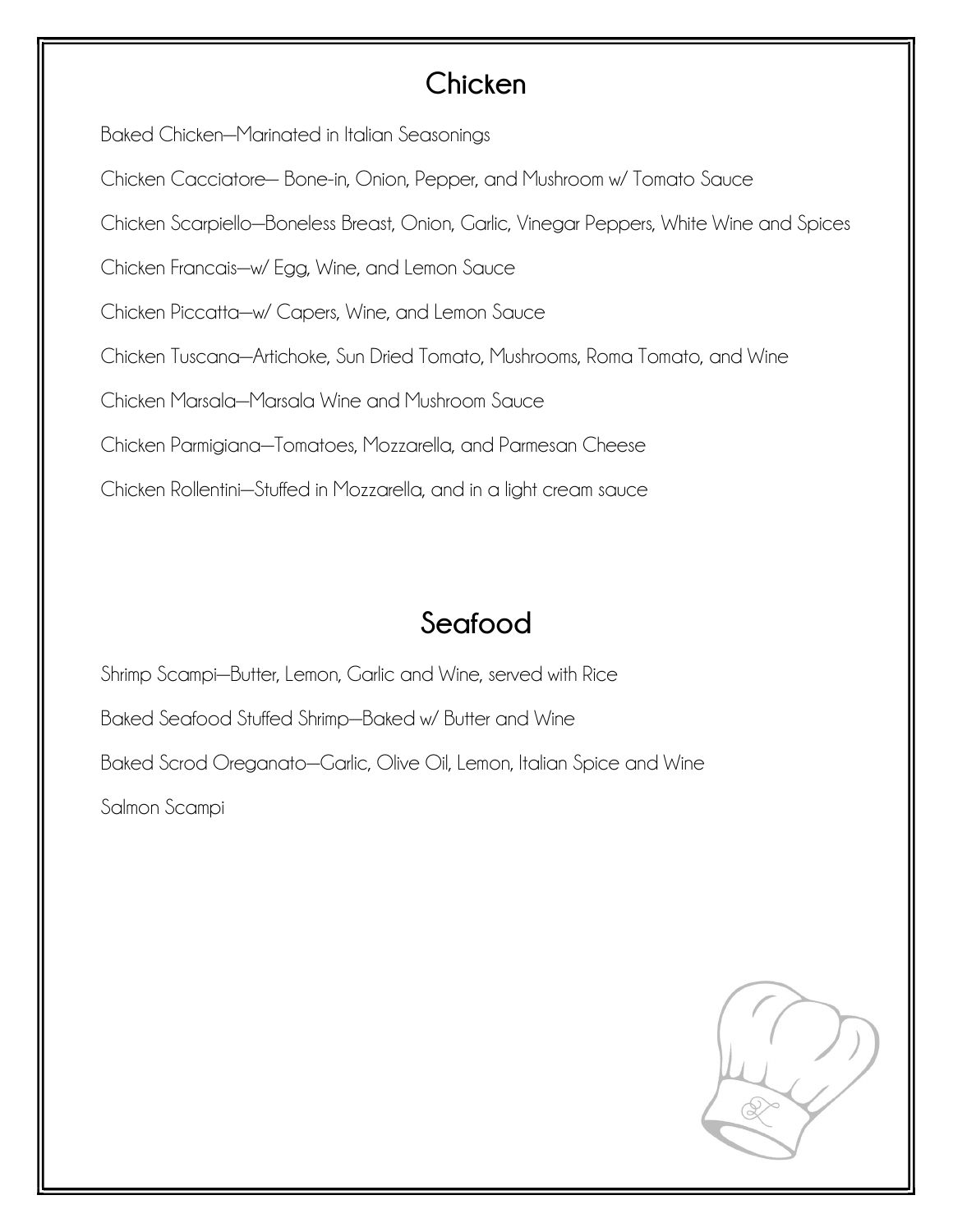## Chicken

Baked Chicken—Marinated in Italian Seasonings

Chicken Cacciatore— Bone-in, Onion, Pepper, and Mushroom w/ Tomato Sauce

Chicken Scarpiello—Boneless Breast, Onion, Garlic, Vinegar Peppers, White Wine and Spices

Chicken Francais—w/ Egg, Wine, and Lemon Sauce

Chicken Piccatta—w/ Capers, Wine, and Lemon Sauce

Chicken Tuscana—Artichoke, Sun Dried Tomato, Mushrooms, Roma Tomato, and Wine

Chicken Marsala—Marsala Wine and Mushroom Sauce

Chicken Parmigiana—Tomatoes, Mozzarella, and Parmesan Cheese

Chicken Rollentini—Stuffed in Mozzarella, and in a light cream sauce

## Seafood

Shrimp Scampi—Butter, Lemon, Garlic and Wine, served with Rice

Baked Seafood Stuffed Shrimp—Baked w/ Butter and Wine

Baked Scrod Oreganato—Garlic, Olive Oil, Lemon, Italian Spice and Wine

Salmon Scampi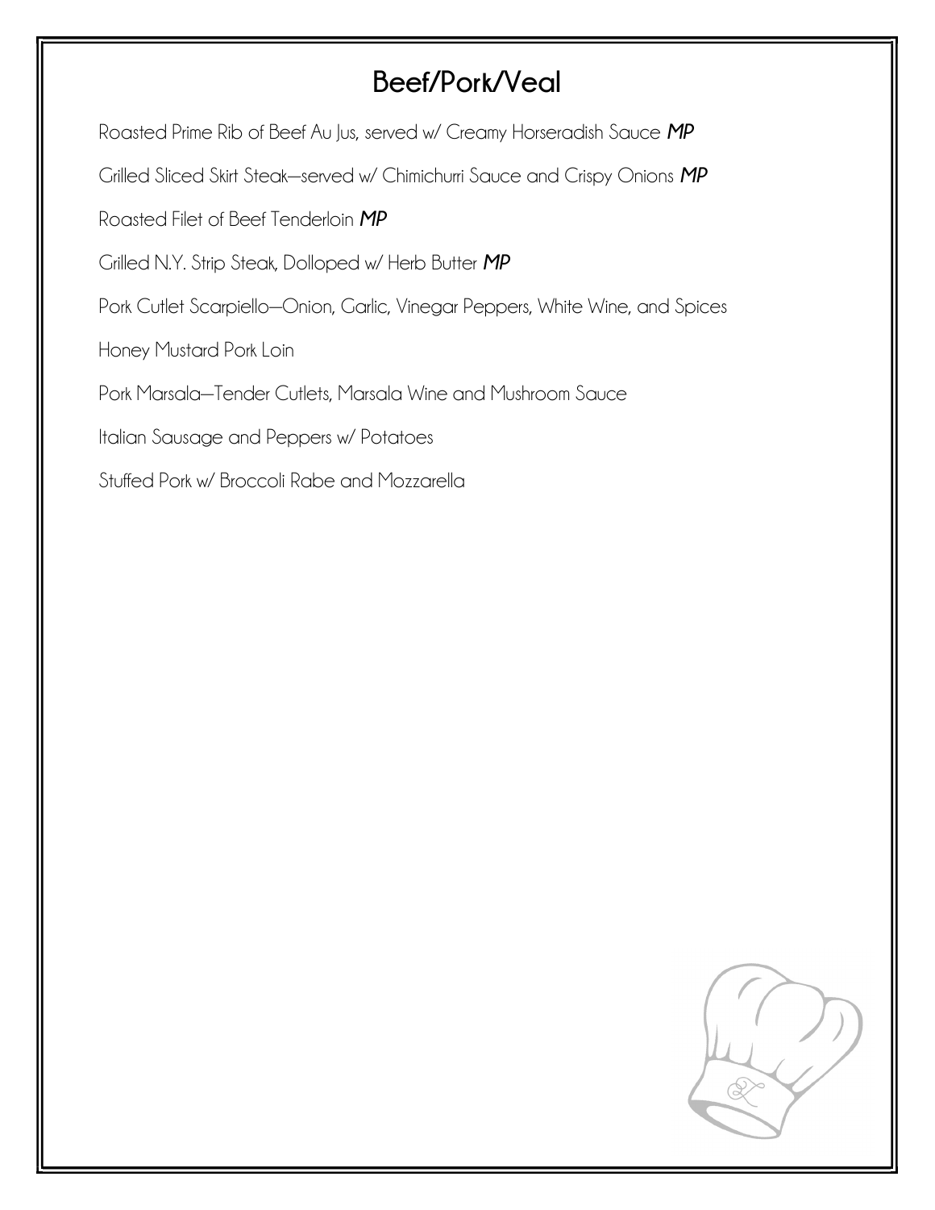# Beef/Pork/Veal

Roasted Prime Rib of Beef Au Jus, served w/ Creamy Horseradish Sauce ***MP***

Grilled Sliced Skirt Steak—served w/ Chimichurri Sauce and Crispy Onions ***MP***

Roasted Filet of Beef Tenderloin ***MP***

Grilled N.Y. Strip Steak, Dolloped w/ Herb Butter ***MP***

Pork Cutlet Scarpiello—Onion, Garlic, Vinegar Peppers, White Wine, and Spices

Honey Mustard Pork Loin

Pork Marsala—Tender Cutlets, Marsala Wine and Mushroom Sauce

Italian Sausage and Peppers w/ Potatoes

Stuffed Pork w/ Broccoli Rabe and Mozzarella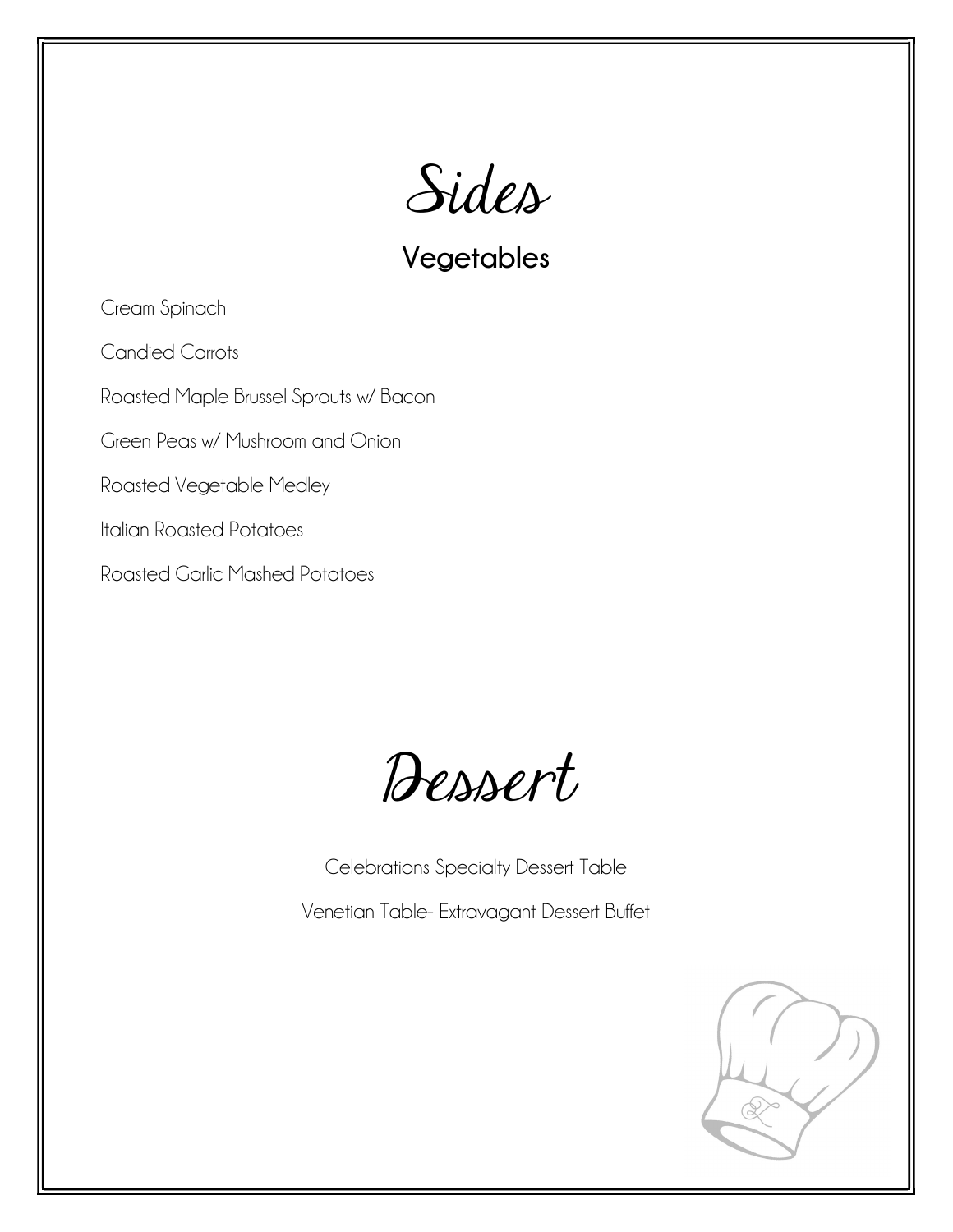# Sides

## Vegetables

Cream Spinach

Candied Carrots

Roasted Maple Brussel Sprouts w/ Bacon

Green Peas w/ Mushroom and Onion

Roasted Vegetable Medley

Italian Roasted Potatoes

Roasted Garlic Mashed Potatoes

# Dessert

Celebrations Specialty Dessert Table

Venetian Table- Extravagant Dessert Buffet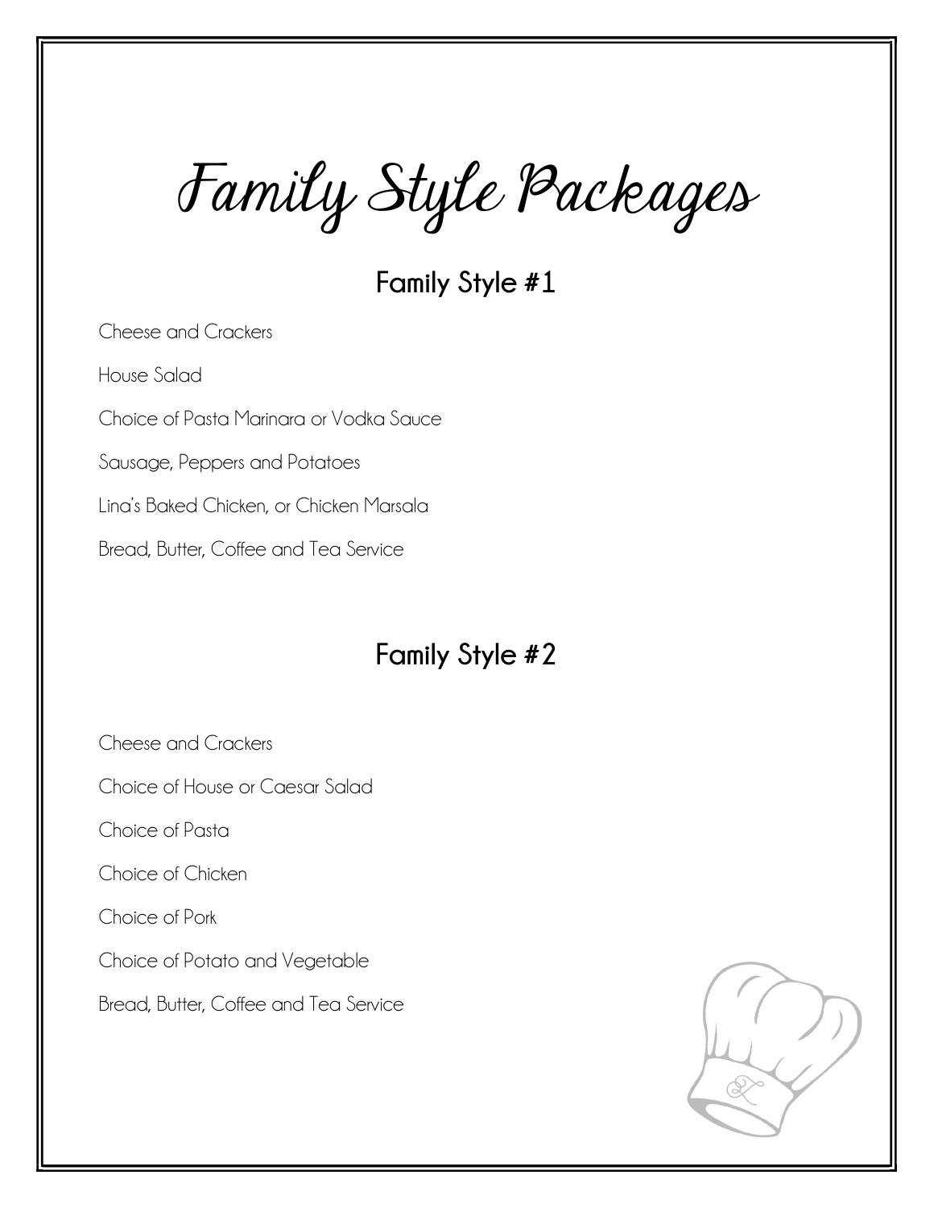# Family Style Packages

## Family Style #1

Cheese and Crackers

House Salad

Choice of Pasta Marinara or Vodka Sauce

Sausage, Peppers and Potatoes

Lina's Baked Chicken, or Chicken Marsala

Bread, Butter, Coffee and Tea Service

## Family Style #2

Cheese and Crackers

Choice of House or Caesar Salad

Choice of Pasta

Choice of Chicken

Choice of Pork

Choice of Potato and Vegetable

Bread, Butter, Coffee and Tea Service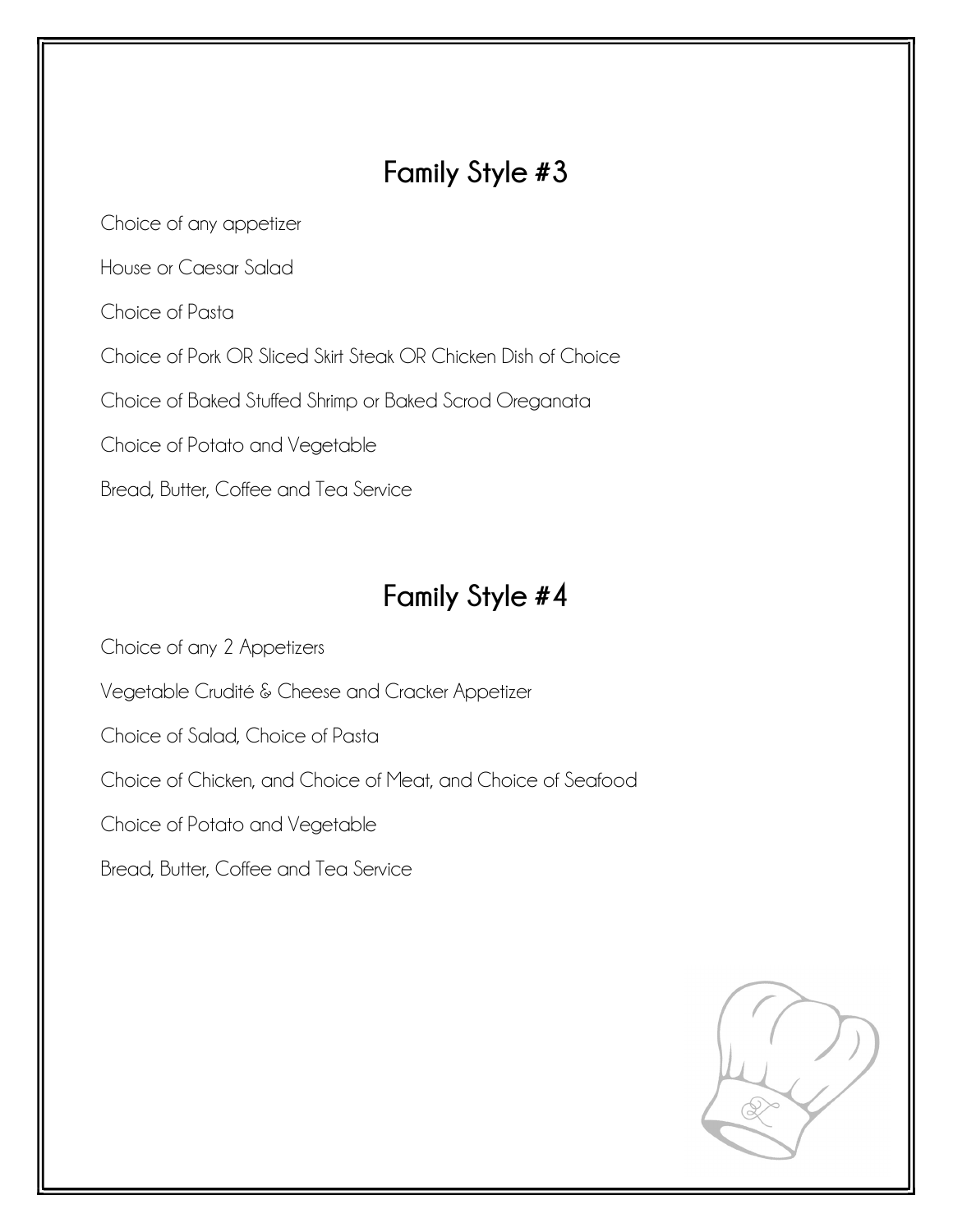## Family Style #3

Choice of any appetizer

House or Caesar Salad

Choice of Pasta

Choice of Pork OR Sliced Skirt Steak OR Chicken Dish of Choice

Choice of Baked Stuffed Shrimp or Baked Scrod Oreganata

Choice of Potato and Vegetable

Bread, Butter, Coffee and Tea Service

## Family Style #4

Choice of any 2 Appetizers

Vegetable Crudité & Cheese and Cracker Appetizer

Choice of Salad, Choice of Pasta

Choice of Chicken, and Choice of Meat, and Choice of Seafood

Choice of Potato and Vegetable

Bread, Butter, Coffee and Tea Service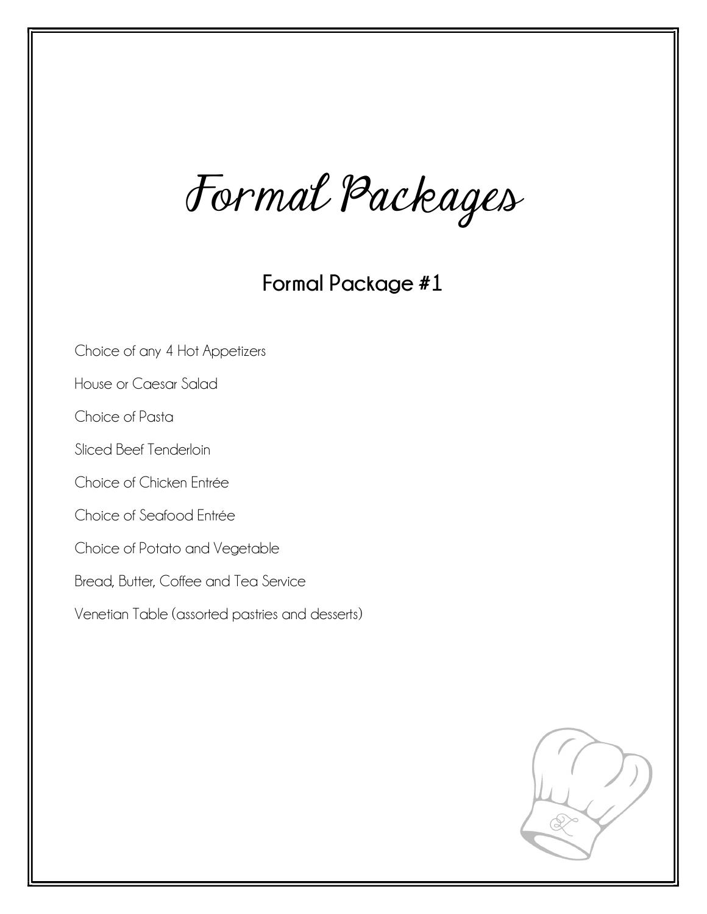# Formal Packages

## Formal Package #1

Choice of any 4 Hot Appetizers

House or Caesar Salad

Choice of Pasta

Sliced Beef Tenderloin

Choice of Chicken Entrée

Choice of Seafood Entrée

Choice of Potato and Vegetable

Bread, Butter, Coffee and Tea Service

Venetian Table (assorted pastries and desserts)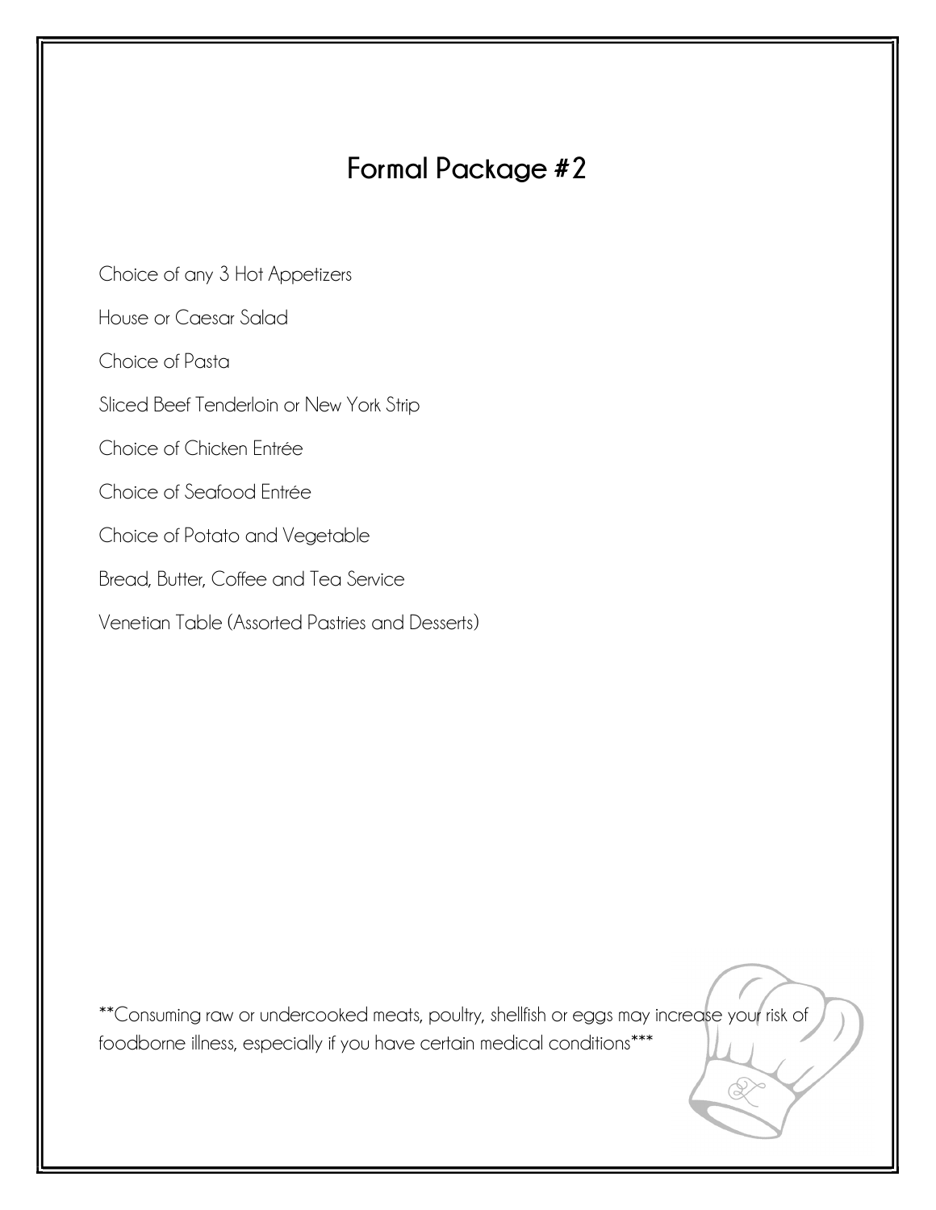# Formal Package #2

Choice of any 3 Hot Appetizers

House or Caesar Salad

Choice of Pasta

Sliced Beef Tenderloin or New York Strip

Choice of Chicken Entrée

Choice of Seafood Entrée

Choice of Potato and Vegetable

Bread, Butter, Coffee and Tea Service

Venetian Table (Assorted Pastries and Desserts)

**Consuming raw or undercooked meats, poultry, shellfish or eggs may increase your risk of foodborne illness, especially if you have certain medical conditions***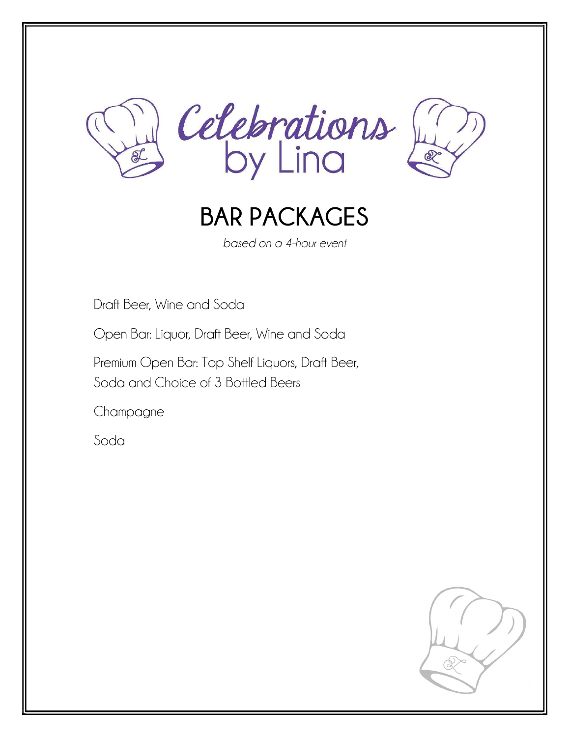Celebrations by Lina

# BAR PACKAGES

*based on a 4-hour event*

Draft Beer, Wine and Soda

Open Bar: Liquor, Draft Beer, Wine and Soda

Premium Open Bar: Top Shelf Liquors, Draft Beer, Soda and Choice of 3 Bottled Beers

Champagne

Soda